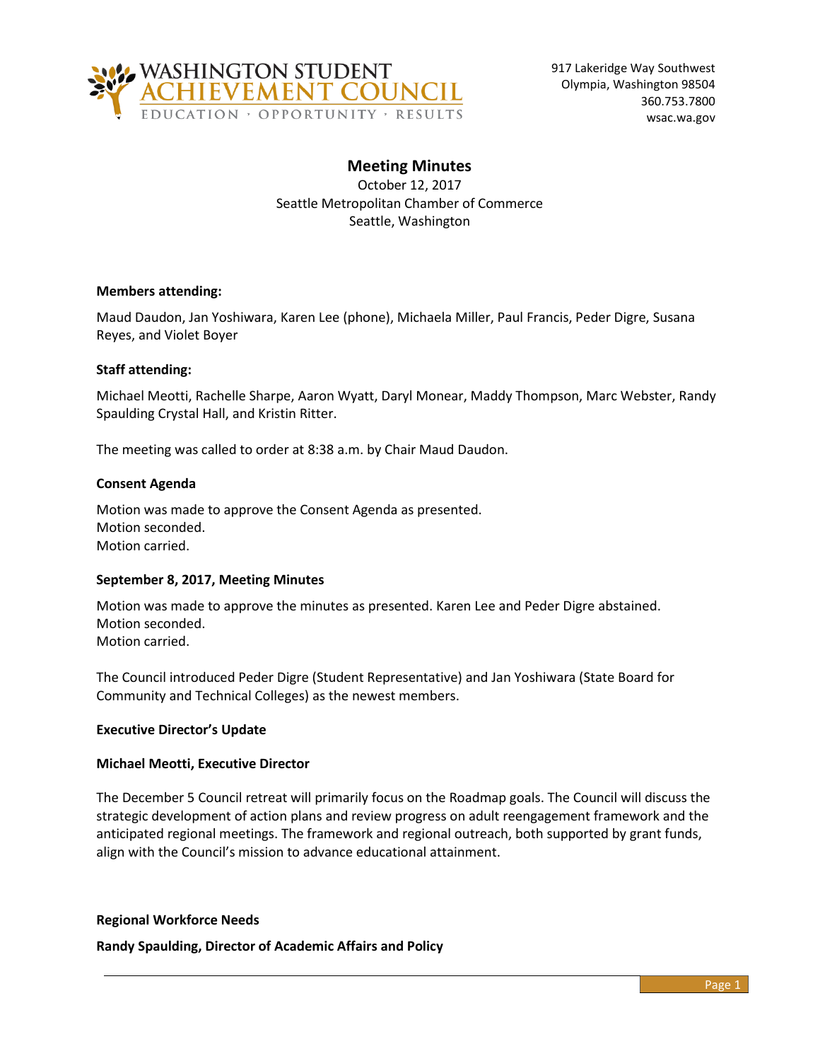WASHINGTON STUDENT ACHIEVEMENT COUNCIL
EDUCATION · OPPORTUNITY · RESULTS

917 Lakeridge Way Southwest
Olympia, Washington 98504
360.753.7800
wsac.wa.gov

# Meeting Minutes

October 12, 2017
Seattle Metropolitan Chamber of Commerce
Seattle, Washington

**Members attending:**

Maud Daudon, Jan Yoshiwara, Karen Lee (phone), Michaela Miller, Paul Francis, Peder Digre, Susana Reyes, and Violet Boyer

**Staff attending:**

Michael Meotti, Rachelle Sharpe, Aaron Wyatt, Daryl Monear, Maddy Thompson, Marc Webster, Randy Spaulding Crystal Hall, and Kristin Ritter.

The meeting was called to order at 8:38 a.m. by Chair Maud Daudon.

**Consent Agenda**

Motion was made to approve the Consent Agenda as presented.
Motion seconded.
Motion carried.

**September 8, 2017, Meeting Minutes**

Motion was made to approve the minutes as presented. Karen Lee and Peder Digre abstained.
Motion seconded.
Motion carried.

The Council introduced Peder Digre (Student Representative) and Jan Yoshiwara (State Board for Community and Technical Colleges) as the newest members.

**Executive Director's Update**

**Michael Meotti, Executive Director**

The December 5 Council retreat will primarily focus on the Roadmap goals. The Council will discuss the strategic development of action plans and review progress on adult reengagement framework and the anticipated regional meetings. The framework and regional outreach, both supported by grant funds, align with the Council's mission to advance educational attainment.

**Regional Workforce Needs**

**Randy Spaulding, Director of Academic Affairs and Policy**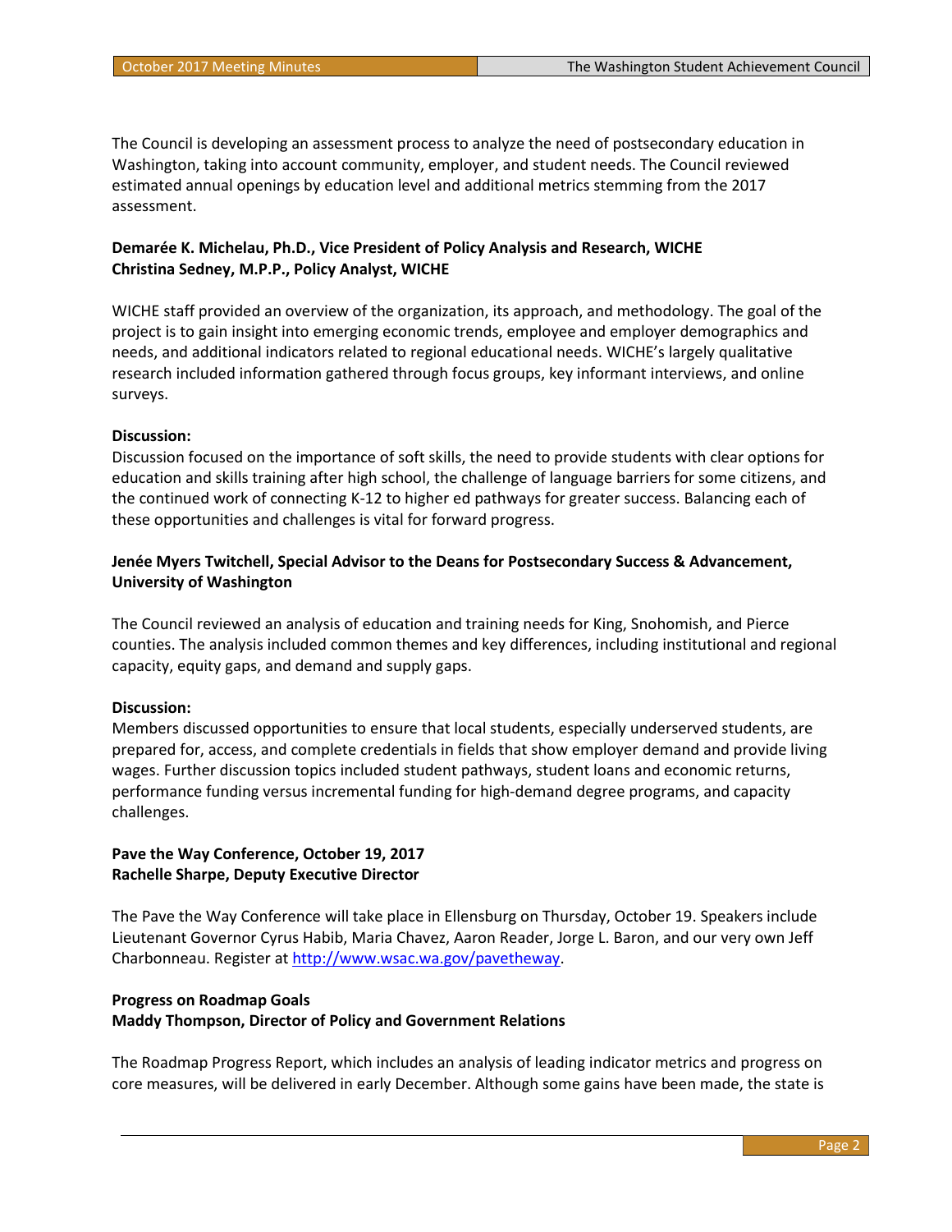The Council is developing an assessment process to analyze the need of postsecondary education in Washington, taking into account community, employer, and student needs. The Council reviewed estimated annual openings by education level and additional metrics stemming from the 2017 assessment.

**Demarée K. Michelau, Ph.D., Vice President of Policy Analysis and Research, WICHE**
**Christina Sedney, M.P.P., Policy Analyst, WICHE**

WICHE staff provided an overview of the organization, its approach, and methodology. The goal of the project is to gain insight into emerging economic trends, employee and employer demographics and needs, and additional indicators related to regional educational needs. WICHE's largely qualitative research included information gathered through focus groups, key informant interviews, and online surveys.

**Discussion:**
Discussion focused on the importance of soft skills, the need to provide students with clear options for education and skills training after high school, the challenge of language barriers for some citizens, and the continued work of connecting K-12 to higher ed pathways for greater success. Balancing each of these opportunities and challenges is vital for forward progress.

**Jenée Myers Twitchell, Special Advisor to the Deans for Postsecondary Success & Advancement, University of Washington**

The Council reviewed an analysis of education and training needs for King, Snohomish, and Pierce counties. The analysis included common themes and key differences, including institutional and regional capacity, equity gaps, and demand and supply gaps.

**Discussion:**
Members discussed opportunities to ensure that local students, especially underserved students, are prepared for, access, and complete credentials in fields that show employer demand and provide living wages. Further discussion topics included student pathways, student loans and economic returns, performance funding versus incremental funding for high-demand degree programs, and capacity challenges.

**Pave the Way Conference, October 19, 2017**
**Rachelle Sharpe, Deputy Executive Director**

The Pave the Way Conference will take place in Ellensburg on Thursday, October 19. Speakers include Lieutenant Governor Cyrus Habib, Maria Chavez, Aaron Reader, Jorge L. Baron, and our very own Jeff Charbonneau. Register at [http://www.wsac.wa.gov/pavetheway](http://www.wsac.wa.gov/pavetheway).

**Progress on Roadmap Goals**
**Maddy Thompson, Director of Policy and Government Relations**

The Roadmap Progress Report, which includes an analysis of leading indicator metrics and progress on core measures, will be delivered in early December. Although some gains have been made, the state is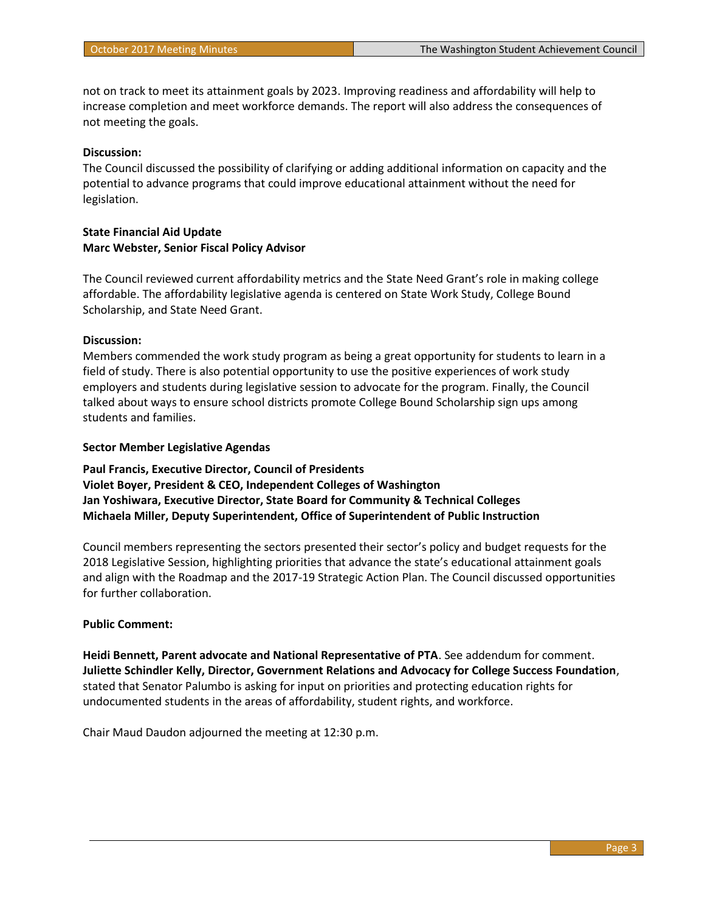not on track to meet its attainment goals by 2023. Improving readiness and affordability will help to increase completion and meet workforce demands. The report will also address the consequences of not meeting the goals.

**Discussion:**
The Council discussed the possibility of clarifying or adding additional information on capacity and the potential to advance programs that could improve educational attainment without the need for legislation.

**State Financial Aid Update**
**Marc Webster, Senior Fiscal Policy Advisor**

The Council reviewed current affordability metrics and the State Need Grant's role in making college affordable. The affordability legislative agenda is centered on State Work Study, College Bound Scholarship, and State Need Grant.

**Discussion:**
Members commended the work study program as being a great opportunity for students to learn in a field of study. There is also potential opportunity to use the positive experiences of work study employers and students during legislative session to advocate for the program. Finally, the Council talked about ways to ensure school districts promote College Bound Scholarship sign ups among students and families.

**Sector Member Legislative Agendas**

**Paul Francis, Executive Director, Council of Presidents**
**Violet Boyer, President & CEO, Independent Colleges of Washington**
**Jan Yoshiwara, Executive Director, State Board for Community & Technical Colleges**
**Michaela Miller, Deputy Superintendent, Office of Superintendent of Public Instruction**

Council members representing the sectors presented their sector's policy and budget requests for the 2018 Legislative Session, highlighting priorities that advance the state's educational attainment goals and align with the Roadmap and the 2017-19 Strategic Action Plan. The Council discussed opportunities for further collaboration.

**Public Comment:**

**Heidi Bennett, Parent advocate and National Representative of PTA**. See addendum for comment.
**Juliette Schindler Kelly, Director, Government Relations and Advocacy for College Success Foundation**, stated that Senator Palumbo is asking for input on priorities and protecting education rights for undocumented students in the areas of affordability, student rights, and workforce.

Chair Maud Daudon adjourned the meeting at 12:30 p.m.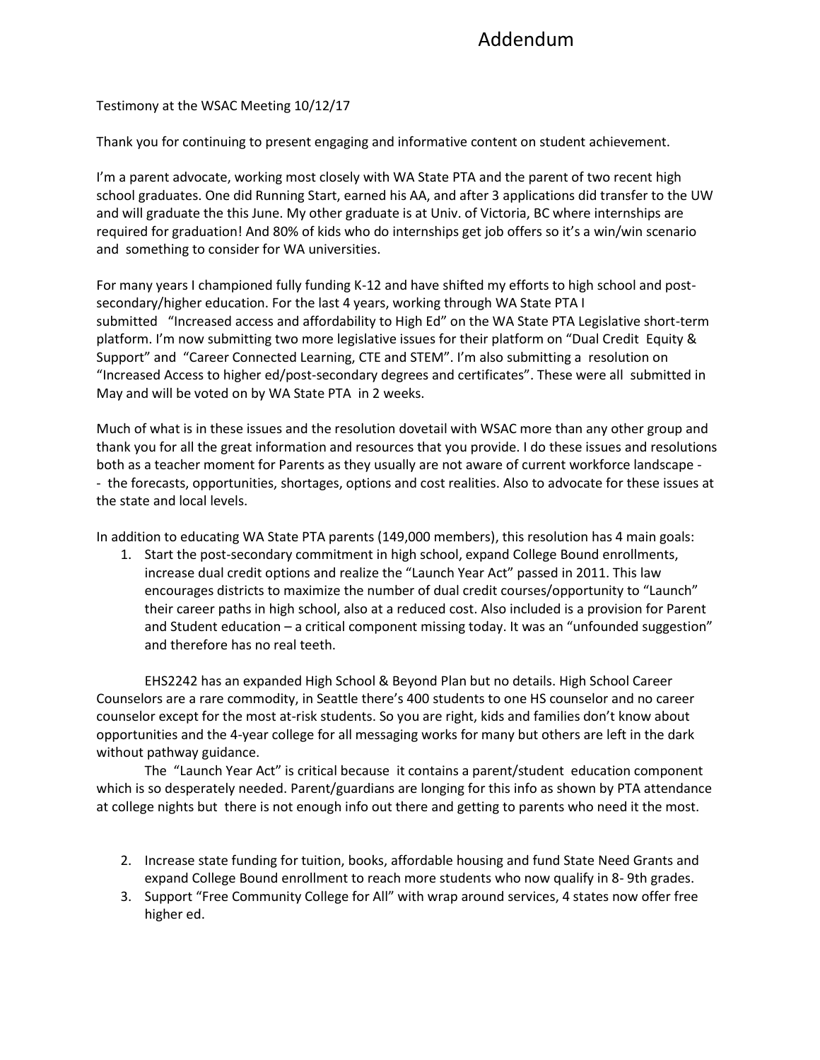# Addendum

Testimony at the WSAC Meeting 10/12/17

Thank you for continuing to present engaging and informative content on student achievement.

I'm a parent advocate, working most closely with WA State PTA and the parent of two recent high school graduates. One did Running Start, earned his AA, and after 3 applications did transfer to the UW and will graduate the this June. My other graduate is at Univ. of Victoria, BC where internships are required for graduation! And 80% of kids who do internships get job offers so it's a win/win scenario and something to consider for WA universities.

For many years I championed fully funding K-12 and have shifted my efforts to high school and post-secondary/higher education. For the last 4 years, working through WA State PTA I submitted "Increased access and affordability to High Ed" on the WA State PTA Legislative short-term platform. I'm now submitting two more legislative issues for their platform on "Dual Credit Equity & Support" and "Career Connected Learning, CTE and STEM". I'm also submitting a resolution on "Increased Access to higher ed/post-secondary degrees and certificates". These were all submitted in May and will be voted on by WA State PTA in 2 weeks.

Much of what is in these issues and the resolution dovetail with WSAC more than any other group and thank you for all the great information and resources that you provide. I do these issues and resolutions both as a teacher moment for Parents as they usually are not aware of current workforce landscape -- the forecasts, opportunities, shortages, options and cost realities. Also to advocate for these issues at the state and local levels.

In addition to educating WA State PTA parents (149,000 members), this resolution has 4 main goals:

1. Start the post-secondary commitment in high school, expand College Bound enrollments, increase dual credit options and realize the "Launch Year Act" passed in 2011. This law encourages districts to maximize the number of dual credit courses/opportunity to "Launch" their career paths in high school, also at a reduced cost. Also included is a provision for Parent and Student education – a critical component missing today. It was an "unfounded suggestion" and therefore has no real teeth.

   EHS2242 has an expanded High School & Beyond Plan but no details. High School Career Counselors are a rare commodity, in Seattle there's 400 students to one HS counselor and no career counselor except for the most at-risk students. So you are right, kids and families don't know about opportunities and the 4-year college for all messaging works for many but others are left in the dark without pathway guidance.

   The "Launch Year Act" is critical because it contains a parent/student education component which is so desperately needed. Parent/guardians are longing for this info as shown by PTA attendance at college nights but there is not enough info out there and getting to parents who need it the most.

2. Increase state funding for tuition, books, affordable housing and fund State Need Grants and expand College Bound enrollment to reach more students who now qualify in 8- 9th grades.
3. Support "Free Community College for All" with wrap around services, 4 states now offer free higher ed.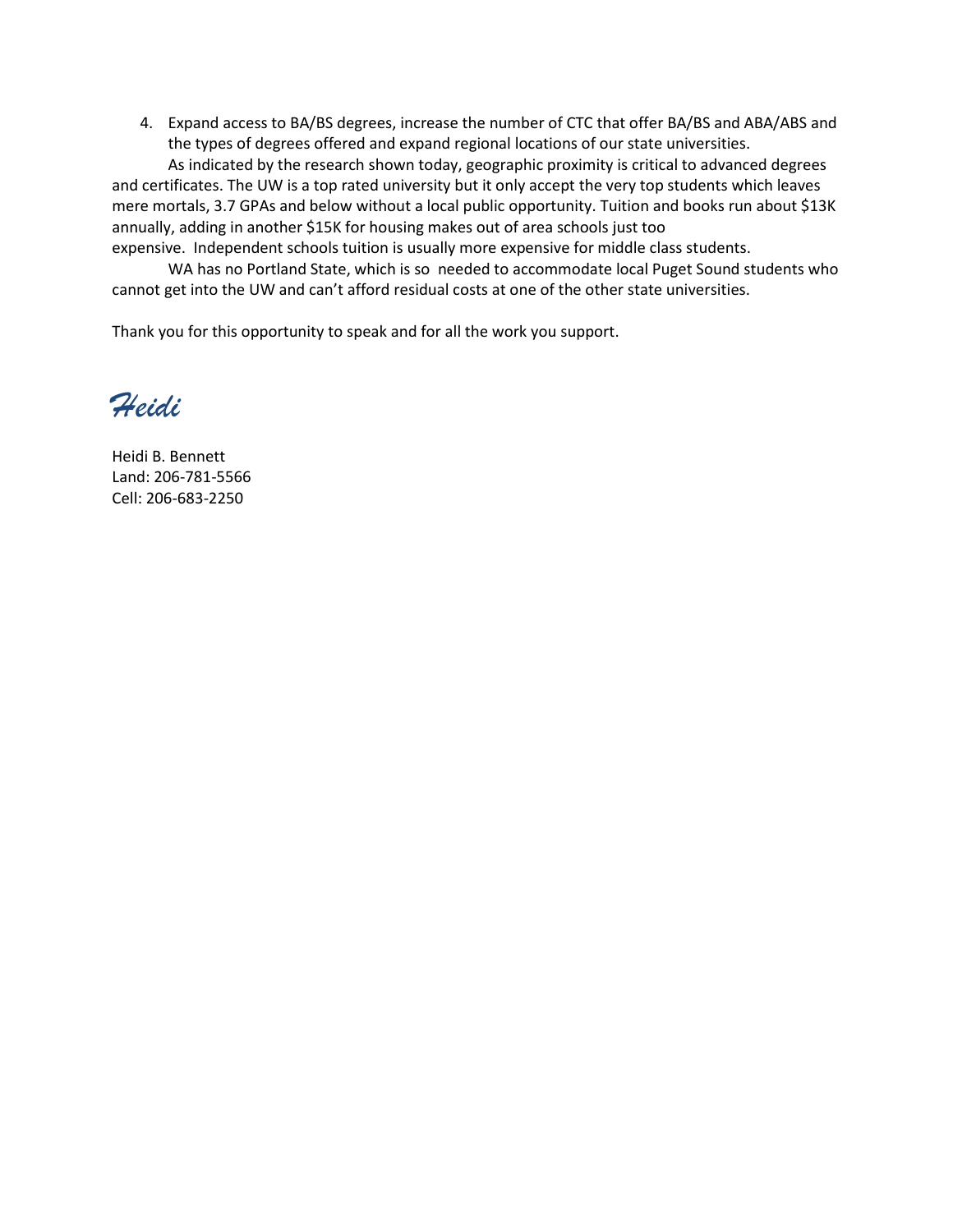4. Expand access to BA/BS degrees, increase the number of CTC that offer BA/BS and ABA/ABS and the types of degrees offered and expand regional locations of our state universities.

As indicated by the research shown today, geographic proximity is critical to advanced degrees and certificates. The UW is a top rated university but it only accept the very top students which leaves mere mortals, 3.7 GPAs and below without a local public opportunity. Tuition and books run about $13K annually, adding in another $15K for housing makes out of area schools just too expensive. Independent schools tuition is usually more expensive for middle class students.

WA has no Portland State, which is so needed to accommodate local Puget Sound students who cannot get into the UW and can't afford residual costs at one of the other state universities.

Thank you for this opportunity to speak and for all the work you support.

*Heidi*

Heidi B. Bennett
Land: 206-781-5566
Cell: 206-683-2250